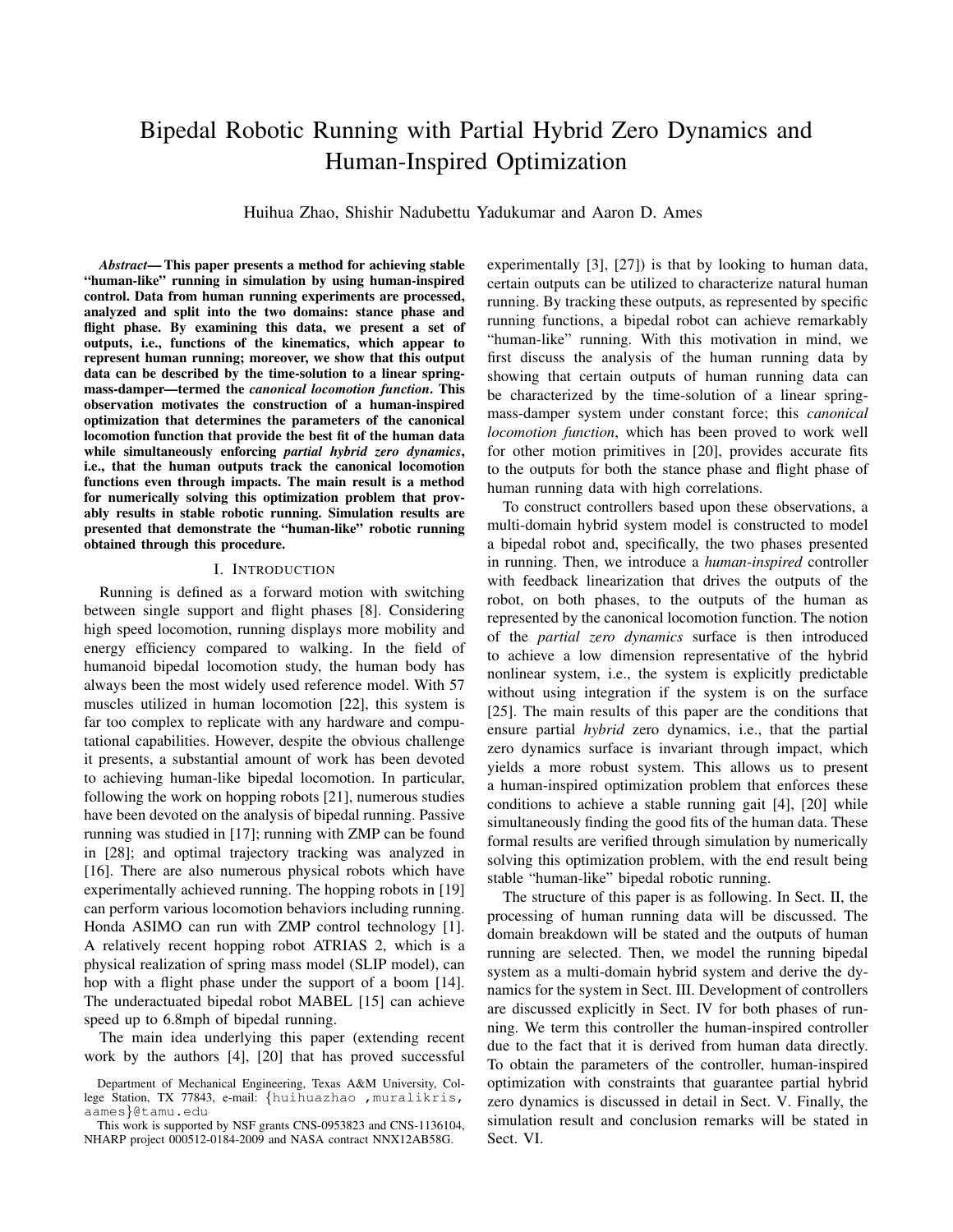# Bipedal Robotic Running with Partial Hybrid Zero Dynamics and Human-Inspired Optimization

Huihua Zhao, Shishir Nadubettu Yadukumar and Aaron D. Ames

***Abstract*— This paper presents a method for achieving stable "human-like" running in simulation by using human-inspired control. Data from human running experiments are processed, analyzed and split into the two domains: stance phase and flight phase. By examining this data, we present a set of outputs, i.e., functions of the kinematics, which appear to represent human running; moreover, we show that this output data can be described by the time-solution to a linear spring-mass-damper—termed the *canonical locomotion function*. This observation motivates the construction of a human-inspired optimization that determines the parameters of the canonical locomotion function that provide the best fit of the human data while simultaneously enforcing *partial hybrid zero dynamics*, i.e., that the human outputs track the canonical locomotion functions even through impacts. The main result is a method for numerically solving this optimization problem that provably results in stable robotic running. Simulation results are presented that demonstrate the "human-like" robotic running obtained through this procedure.**

## I. Introduction

Running is defined as a forward motion with switching between single support and flight phases [8]. Considering high speed locomotion, running displays more mobility and energy efficiency compared to walking. In the field of humanoid bipedal locomotion study, the human body has always been the most widely used reference model. With 57 muscles utilized in human locomotion [22], this system is far too complex to replicate with any hardware and computational capabilities. However, despite the obvious challenge it presents, a substantial amount of work has been devoted to achieving human-like bipedal locomotion. In particular, following the work on hopping robots [21], numerous studies have been devoted on the analysis of bipedal running. Passive running was studied in [17]; running with ZMP can be found in [28]; and optimal trajectory tracking was analyzed in [16]. There are also numerous physical robots which have experimentally achieved running. The hopping robots in [19] can perform various locomotion behaviors including running. Honda ASIMO can run with ZMP control technology [1]. A relatively recent hopping robot ATRIAS 2, which is a physical realization of spring mass model (SLIP model), can hop with a flight phase under the support of a boom [14]. The underactuated bipedal robot MABEL [15] can achieve speed up to 6.8mph of bipedal running.

The main idea underlying this paper (extending recent work by the authors [4], [20] that has proved successful experimentally [3], [27]) is that by looking to human data, certain outputs can be utilized to characterize natural human running. By tracking these outputs, as represented by specific running functions, a bipedal robot can achieve remarkably "human-like" running. With this motivation in mind, we first discuss the analysis of the human running data by showing that certain outputs of human running data can be characterized by the time-solution of a linear spring-mass-damper system under constant force; this *canonical locomotion function*, which has been proved to work well for other motion primitives in [20], provides accurate fits to the outputs for both the stance phase and flight phase of human running data with high correlations.

To construct controllers based upon these observations, a multi-domain hybrid system model is constructed to model a bipedal robot and, specifically, the two phases presented in running. Then, we introduce a *human-inspired* controller with feedback linearization that drives the outputs of the robot, on both phases, to the outputs of the human as represented by the canonical locomotion function. The notion of the *partial zero dynamics* surface is then introduced to achieve a low dimension representative of the hybrid nonlinear system, i.e., the system is explicitly predictable without using integration if the system is on the surface [25]. The main results of this paper are the conditions that ensure partial *hybrid* zero dynamics, i.e., that the partial zero dynamics surface is invariant through impact, which yields a more robust system. This allows us to present a human-inspired optimization problem that enforces these conditions to achieve a stable running gait [4], [20] while simultaneously finding the good fits of the human data. These formal results are verified through simulation by numerically solving this optimization problem, with the end result being stable "human-like" bipedal robotic running.

The structure of this paper is as following. In Sect. II, the processing of human running data will be discussed. The domain breakdown will be stated and the outputs of human running are selected. Then, we model the running bipedal system as a multi-domain hybrid system and derive the dynamics for the system in Sect. III. Development of controllers are discussed explicitly in Sect. IV for both phases of running. We term this controller the human-inspired controller due to the fact that it is derived from human data directly. To obtain the parameters of the controller, human-inspired optimization with constraints that guarantee partial hybrid zero dynamics is discussed in detail in Sect. V. Finally, the simulation result and conclusion remarks will be stated in Sect. VI.

Department of Mechanical Engineering, Texas A&M University, College Station, TX 77843, e-mail: {huihuazhao ,muralikris, aames}@tamu.edu

This work is supported by NSF grants CNS-0953823 and CNS-1136104, NHARP project 000512-0184-2009 and NASA contract NNX12AB58G.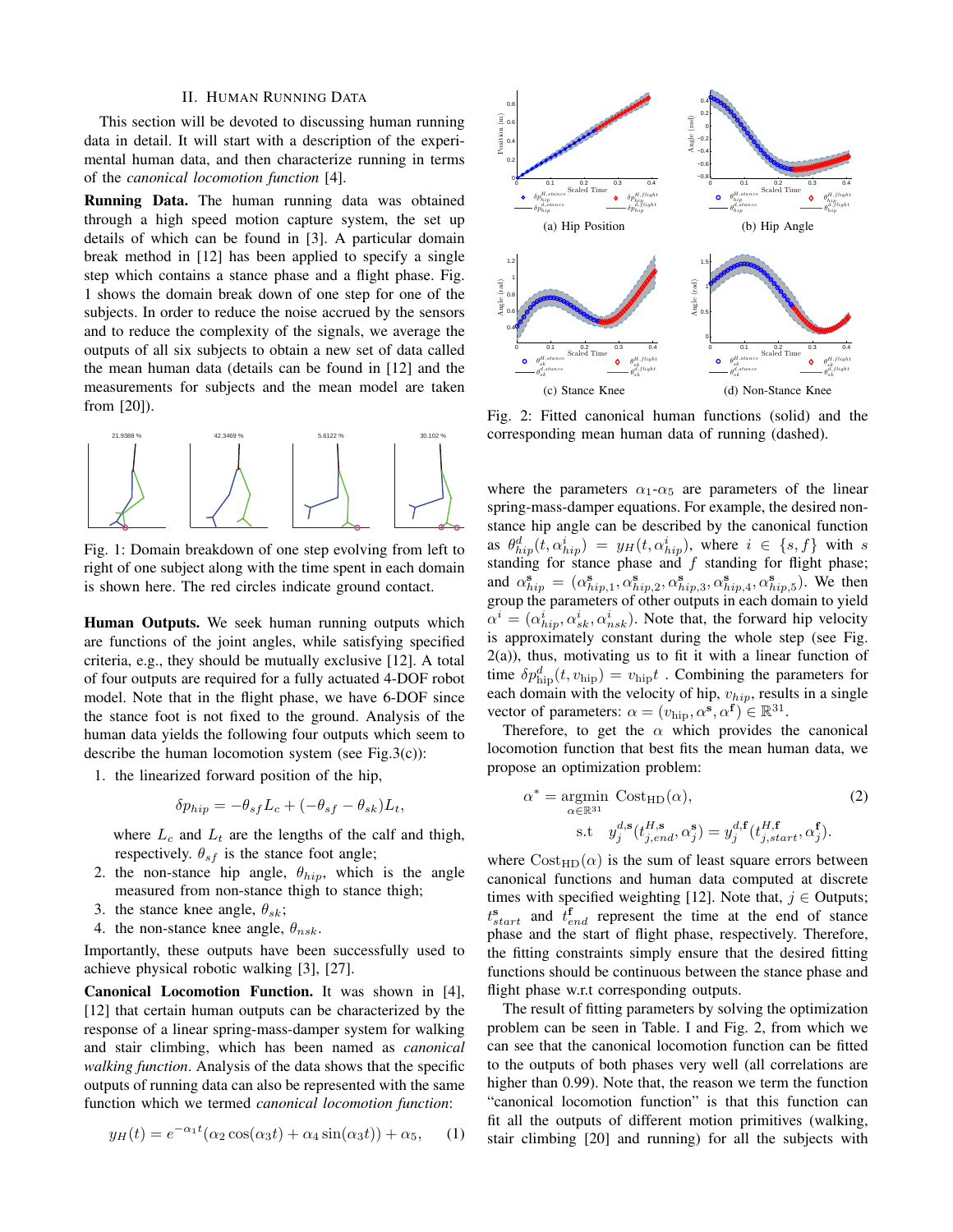## II. Human Running Data

This section will be devoted to discussing human running data in detail. It will start with a description of the experimental human data, and then characterize running in terms of the *canonical locomotion function* [4].

**Running Data.** The human running data was obtained through a high speed motion capture system, the set up details of which can be found in [3]. A particular domain break method in [12] has been applied to specify a single step which contains a stance phase and a flight phase. Fig. 1 shows the domain break down of one step for one of the subjects. In order to reduce the noise accrued by the sensors and to reduce the complexity of the signals, we average the outputs of all six subjects to obtain a new set of data called the mean human data (details can be found in [12] and the measurements for subjects and the mean model are taken from [20]).

Fig. 1: Domain breakdown of one step evolving from left to right of one subject along with the time spent in each domain is shown here. The red circles indicate ground contact.

**Human Outputs.** We seek human running outputs which are functions of the joint angles, while satisfying specified criteria, e.g., they should be mutually exclusive [12]. A total of four outputs are required for a fully actuated 4-DOF robot model. Note that in the flight phase, we have 6-DOF since the stance foot is not fixed to the ground. Analysis of the human data yields the following four outputs which seem to describe the human locomotion system (see Fig.3(c)):

1. the linearized forward position of the hip,
$$\delta p_{hip} = -\theta_{sf} L_c + (-\theta_{sf} - \theta_{sk}) L_t,$$
where $L_c$ and $L_t$ are the lengths of the calf and thigh, respectively. $\theta_{sf}$ is the stance foot angle;
2. the non-stance hip angle, $\theta_{hip}$, which is the angle measured from non-stance thigh to stance thigh;
3. the stance knee angle, $\theta_{sk}$;
4. the non-stance knee angle, $\theta_{nsk}$.

Importantly, these outputs have been successfully used to achieve physical robotic walking [3], [27].

**Canonical Locomotion Function.** It was shown in [4], [12] that certain human outputs can be characterized by the response of a linear spring-mass-damper system for walking and stair climbing, which has been named as *canonical walking function*. Analysis of the data shows that the specific outputs of running data can also be represented with the same function which we termed *canonical locomotion function*:

$$y_H(t) = e^{-\alpha_1 t}(\alpha_2 \cos(\alpha_3 t) + \alpha_4 \sin(\alpha_3 t)) + \alpha_5, \tag{1}$$

Fig. 2: Fitted canonical human functions (solid) and the corresponding mean human data of running (dashed).

(a) Hip Position (b) Hip Angle (c) Stance Knee (d) Non-Stance Knee

where the parameters $\alpha_1$-$\alpha_5$ are parameters of the linear spring-mass-damper equations. For example, the desired non-stance hip angle can be described by the canonical function as $\theta^d_{hip}(t, \alpha^i_{hip}) = y_H(t, \alpha^i_{hip})$, where $i \in \{s, f\}$ with $s$ standing for stance phase and $f$ standing for flight phase; and $\alpha^{\mathbf{s}}_{hip} = (\alpha^{\mathbf{s}}_{hip,1}, \alpha^{\mathbf{s}}_{hip,2}, \alpha^{\mathbf{s}}_{hip,3}, \alpha^{\mathbf{s}}_{hip,4}, \alpha^{\mathbf{s}}_{hip,5})$. We then group the parameters of other outputs in each domain to yield $\alpha^i = (\alpha^i_{hip}, \alpha^i_{sk}, \alpha^i_{nsk})$. Note that, the forward hip velocity is approximately constant during the whole step (see Fig. 2(a)), thus, motivating us to fit it with a linear function of time $\delta p^d_{\text{hip}}(t, v_{\text{hip}}) = v_{\text{hip}} t$ . Combining the parameters for each domain with the velocity of hip, $v_{hip}$, results in a single vector of parameters: $\alpha = (v_{\text{hip}}, \alpha^{\mathbf{s}}, \alpha^{\mathbf{f}}) \in \mathbb{R}^{31}$.

Therefore, to get the $\alpha$ which provides the canonical locomotion function that best fits the mean human data, we propose an optimization problem:

$$\alpha^* = \underset{\alpha \in \mathbb{R}^{31}}{\text{argmin}} \ \text{Cost}_{\text{HD}}(\alpha), \tag{2}$$
$$\text{s.t} \quad y^{d,\mathbf{s}}_j(t^{H,\mathbf{s}}_{j,end}, \alpha^{\mathbf{s}}_j) = y^{d,\mathbf{f}}_j(t^{H,\mathbf{f}}_{j,start}, \alpha^{\mathbf{f}}_j).$$

where $\text{Cost}_{\text{HD}}(\alpha)$ is the sum of least square errors between canonical functions and human data computed at discrete times with specified weighting [12]. Note that, $j \in$ Outputs; $t^{\mathbf{s}}_{start}$ and $t^{\mathbf{f}}_{end}$ represent the time at the end of stance phase and the start of flight phase, respectively. Therefore, the fitting constraints simply ensure that the desired fitting functions should be continuous between the stance phase and flight phase w.r.t corresponding outputs.

The result of fitting parameters by solving the optimization problem can be seen in Table. I and Fig. 2, from which we can see that the canonical locomotion function can be fitted to the outputs of both phases very well (all correlations are higher than 0.99). Note that, the reason we term the function "canonical locomotion function" is that this function can fit all the outputs of different motion primitives (walking, stair climbing [20] and running) for all the subjects with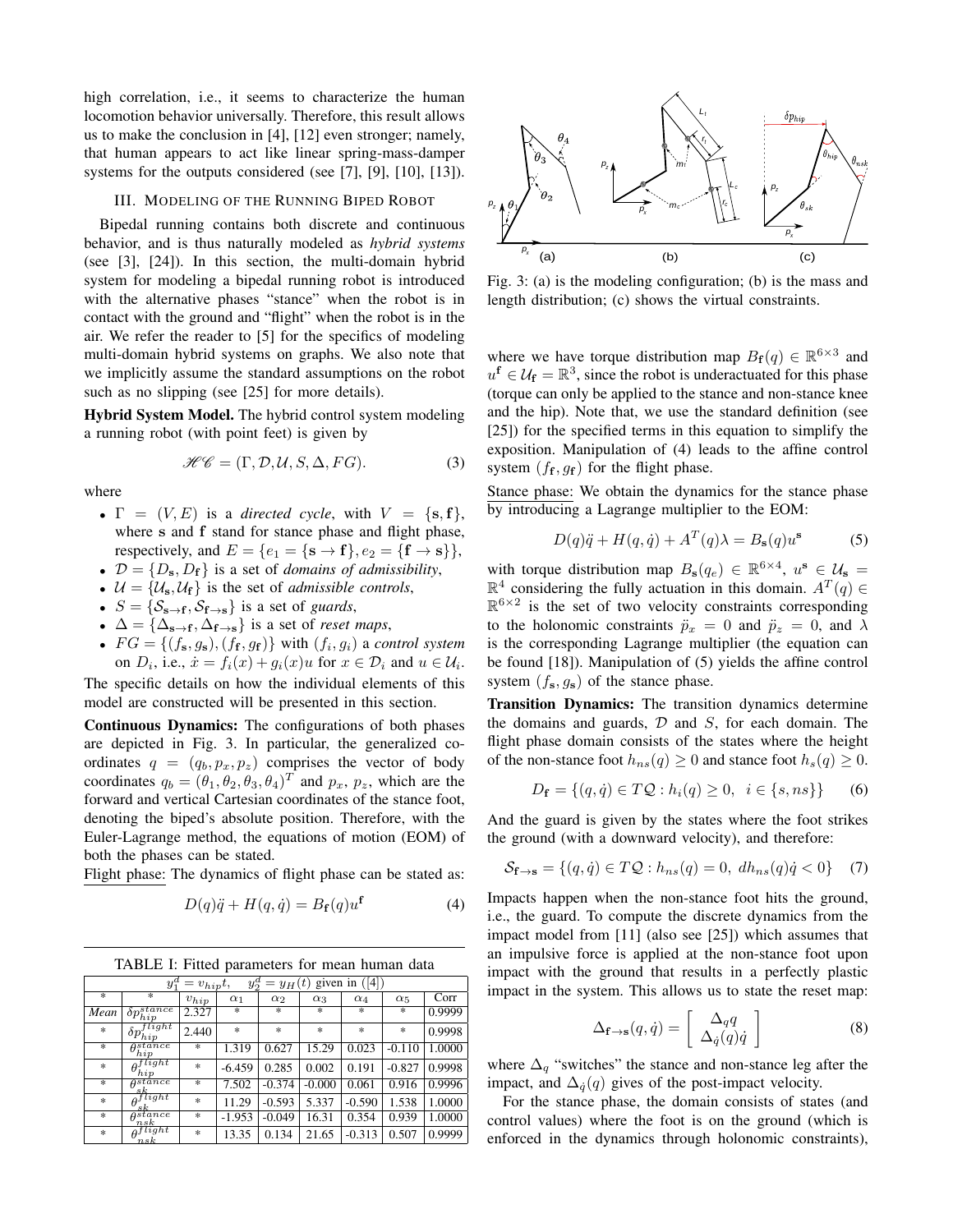high correlation, i.e., it seems to characterize the human locomotion behavior universally. Therefore, this result allows us to make the conclusion in [4], [12] even stronger; namely, that human appears to act like linear spring-mass-damper systems for the outputs considered (see [7], [9], [10], [13]).

## III. Modeling of the Running Biped Robot

Bipedal running contains both discrete and continuous behavior, and is thus naturally modeled as *hybrid systems* (see [3], [24]). In this section, the multi-domain hybrid system for modeling a bipedal running robot is introduced with the alternative phases "stance" when the robot is in contact with the ground and "flight" when the robot is in the air. We refer the reader to [5] for the specifics of modeling multi-domain hybrid systems on graphs. We also note that we implicitly assume the standard assumptions on the robot such as no slipping (see [25] for more details).

**Hybrid System Model.** The hybrid control system modeling a running robot (with point feet) is given by

$$\mathscr{HC} = (\Gamma, \mathcal{D}, \mathcal{U}, S, \Delta, FG). \tag{3}$$

where

- $\Gamma = (V, E)$ is a *directed cycle*, with $V = \{\mathbf{s}, \mathbf{f}\}$, where $\mathbf{s}$ and $\mathbf{f}$ stand for stance phase and flight phase, respectively, and $E = \{e_1 = \{\mathbf{s} \to \mathbf{f}\}, e_2 = \{\mathbf{f} \to \mathbf{s}\}\}$,
- $\mathcal{D} = \{D_\mathbf{s}, D_\mathbf{f}\}$ is a set of *domains of admissibility*,
- $\mathcal{U} = \{\mathcal{U}_\mathbf{s}, \mathcal{U}_\mathbf{f}\}$ is the set of *admissible controls*,
- $S = \{\mathcal{S}_{\mathbf{s}\to\mathbf{f}}, \mathcal{S}_{\mathbf{f}\to\mathbf{s}}\}$ is a set of *guards*,
- $\Delta = \{\Delta_{\mathbf{s}\to\mathbf{f}}, \Delta_{\mathbf{f}\to\mathbf{s}}\}$ is a set of *reset maps*,
- $FG = \{(f_\mathbf{s}, g_\mathbf{s}), (f_\mathbf{f}, g_\mathbf{f})\}$ with $(f_i, g_i)$ a *control system* on $D_i$, i.e., $\dot{x} = f_i(x) + g_i(x)u$ for $x \in \mathcal{D}_i$ and $u \in \mathcal{U}_i$.

The specific details on how the individual elements of this model are constructed will be presented in this section.

**Continuous Dynamics:** The configurations of both phases are depicted in Fig. 3. In particular, the generalized coordinates $q = (q_b, p_x, p_z)$ comprises the vector of body coordinates $q_b = (\theta_1, \theta_2, \theta_3, \theta_4)^T$ and $p_x$, $p_z$, which are the forward and vertical Cartesian coordinates of the stance foot, denoting the biped's absolute position. Therefore, with the Euler-Lagrange method, the equations of motion (EOM) of both the phases can be stated.

Flight phase: The dynamics of flight phase can be stated as:

$$D(q)\ddot{q} + H(q, \dot{q}) = B_\mathbf{f}(q)u^\mathbf{f} \tag{4}$$

TABLE I: Fitted parameters for mean human data

| $y_1^d = v_{hip}t$, | $y_2^d = y_H(t)$ given in ([4]) | | | | | | | |
|---|---|---|---|---|---|---|---|---|
| * | * | $v_{hip}$ | $\alpha_1$ | $\alpha_2$ | $\alpha_3$ | $\alpha_4$ | $\alpha_5$ | Corr |
| *Mean* | $\delta p_{hip}^{stance}$ | 2.327 | * | * | * | * | * | 0.9999 |
| * | $\delta p_{hip}^{flight}$ | 2.440 | * | * | * | * | * | 0.9998 |
| * | $\theta_{hip}^{stance}$ | * | 1.319 | 0.627 | 15.29 | 0.023 | -0.110 | 1.0000 |
| * | $\theta_{hip}^{flight}$ | * | -6.459 | 0.285 | 0.002 | 0.191 | -0.827 | 0.9998 |
| * | $\theta_{sk}^{stance}$ | * | 7.502 | -0.374 | -0.000 | 0.061 | 0.916 | 0.9996 |
| * | $\theta_{sk}^{flight}$ | * | 11.29 | -0.593 | 5.337 | -0.590 | 1.538 | 1.0000 |
| * | $\theta_{nsk}^{stance}$ | * | -1.953 | -0.049 | 16.31 | 0.354 | 0.939 | 1.0000 |
| * | $\theta_{nsk}^{flight}$ | * | 13.35 | 0.134 | 21.65 | -0.313 | 0.507 | 0.9999 |

Fig. 3: (a) is the modeling configuration; (b) is the mass and length distribution; (c) shows the virtual constraints.

where we have torque distribution map $B_\mathbf{f}(q) \in \mathbb{R}^{6\times 3}$ and $u^\mathbf{f} \in \mathcal{U}_\mathbf{f} = \mathbb{R}^3$, since the robot is underactuated for this phase (torque can only be applied to the stance and non-stance knee and the hip). Note that, we use the standard definition (see [25]) for the specified terms in this equation to simplify the exposition. Manipulation of (4) leads to the affine control system $(f_\mathbf{f}, g_\mathbf{f})$ for the flight phase.

Stance phase: We obtain the dynamics for the stance phase by introducing a Lagrange multiplier to the EOM:

$$D(q)\ddot{q} + H(q, \dot{q}) + A^T(q)\lambda = B_\mathbf{s}(q)u^\mathbf{s} \tag{5}$$

with torque distribution map $B_\mathbf{s}(q_e) \in \mathbb{R}^{6\times 4}$, $u^\mathbf{s} \in \mathcal{U}_\mathbf{s} = \mathbb{R}^4$ considering the fully actuation in this domain. $A^T(q) \in \mathbb{R}^{6\times 2}$ is the set of two velocity constraints corresponding to the holonomic constraints $\ddot{p}_x = 0$ and $\ddot{p}_z = 0$, and $\lambda$ is the corresponding Lagrange multiplier (the equation can be found [18]). Manipulation of (5) yields the affine control system $(f_\mathbf{s}, g_\mathbf{s})$ of the stance phase.

**Transition Dynamics:** The transition dynamics determine the domains and guards, $\mathcal{D}$ and $S$, for each domain. The flight phase domain consists of the states where the height of the non-stance foot $h_{ns}(q) \geq 0$ and stance foot $h_s(q) \geq 0$.

$$D_\mathbf{f} = \{(q, \dot{q}) \in T\mathcal{Q} : h_i(q) \geq 0, \;\; i \in \{s, ns\}\} \tag{6}$$

And the guard is given by the states where the foot strikes the ground (with a downward velocity), and therefore:

$$\mathcal{S}_{\mathbf{f}\to\mathbf{s}} = \{(q, \dot{q}) \in T\mathcal{Q} : h_{ns}(q) = 0, \; dh_{ns}(q)\dot{q} < 0\} \tag{7}$$

Impacts happen when the non-stance foot hits the ground, i.e., the guard. To compute the discrete dynamics from the impact model from [11] (also see [25]) which assumes that an impulsive force is applied at the non-stance foot upon impact with the ground that results in a perfectly plastic impact in the system. This allows us to state the reset map:

$$\Delta_{\mathbf{f}\to\mathbf{s}}(q, \dot{q}) = \begin{bmatrix} \Delta_q q \\ \Delta_{\dot{q}}(q)\dot{q} \end{bmatrix} \tag{8}$$

where $\Delta_q$ "switches" the stance and non-stance leg after the impact, and $\Delta_{\dot{q}}(q)$ gives of the post-impact velocity.

For the stance phase, the domain consists of states (and control values) where the foot is on the ground (which is enforced in the dynamics through holonomic constraints),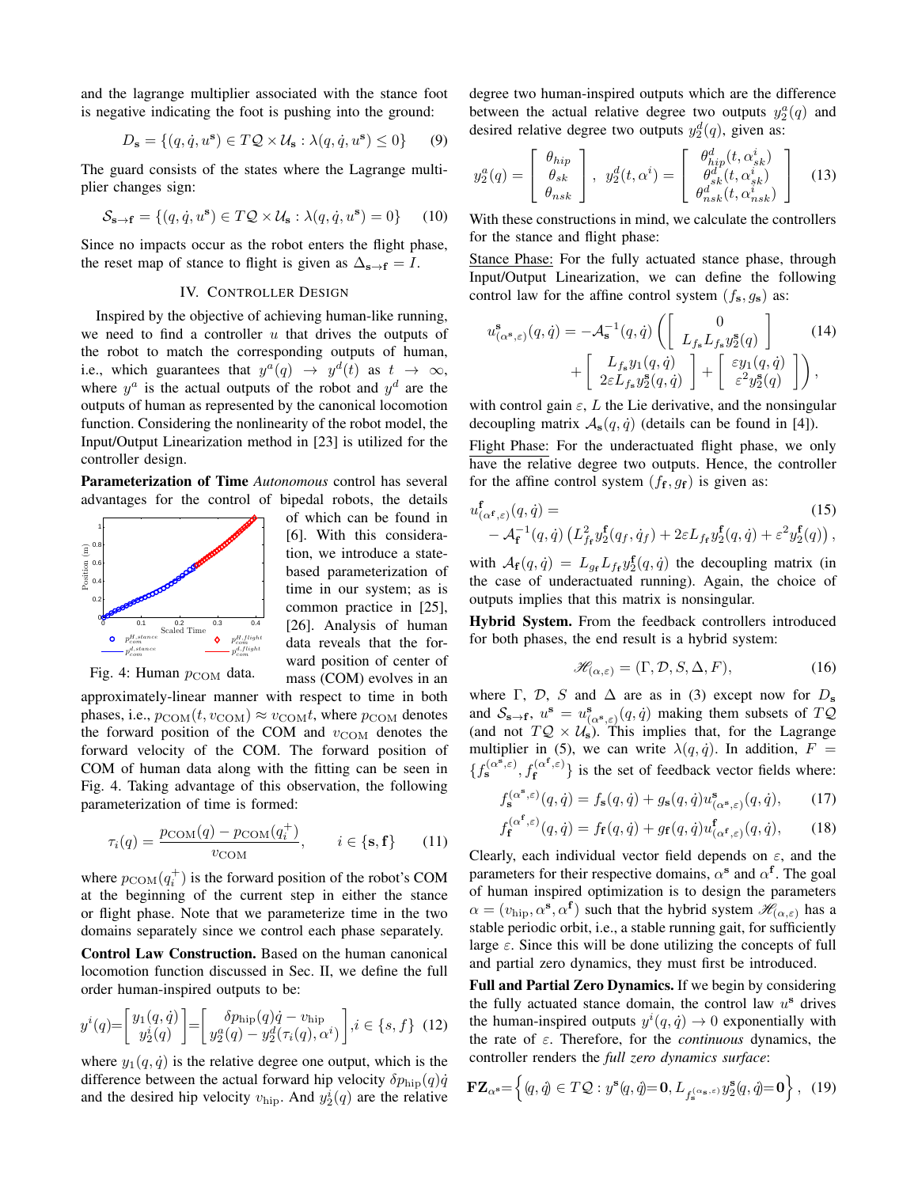and the lagrange multiplier associated with the stance foot is negative indicating the foot is pushing into the ground:

$$D_{\mathbf{s}} = \{(q, \dot{q}, u^{\mathbf{s}}) \in T\mathcal{Q} \times \mathcal{U}_{\mathbf{s}} : \lambda(q, \dot{q}, u^{\mathbf{s}}) \le 0\} \tag{9}$$

The guard consists of the states where the Lagrange multiplier changes sign:

$$\mathcal{S}_{\mathbf{s}\to\mathbf{f}} = \{(q, \dot{q}, u^{\mathbf{s}}) \in T\mathcal{Q} \times \mathcal{U}_{\mathbf{s}} : \lambda(q, \dot{q}, u^{\mathbf{s}}) = 0\} \tag{10}$$

Since no impacts occur as the robot enters the flight phase, the reset map of stance to flight is given as $\Delta_{\mathbf{s}\to\mathbf{f}} = I$.

## IV. Controller Design

Inspired by the objective of achieving human-like running, we need to find a controller $u$ that drives the outputs of the robot to match the corresponding outputs of human, i.e., which guarantees that $y^a(q) \to y^d(t)$ as $t \to \infty$, where $y^a$ is the actual outputs of the robot and $y^d$ are the outputs of human as represented by the canonical locomotion function. Considering the nonlinearity of the robot model, the Input/Output Linearization method in [23] is utilized for the controller design.

**Parameterization of Time** *Autonomous* control has several advantages for the control of bipedal robots, the details of which can be found in [6]. With this consideration, we introduce a state-based parameterization of time in our system; as is common practice in [25], [26]. Analysis of human data reveals that the forward position of center of mass (COM) evolves in an approximately-linear manner with respect to time in both phases, i.e., $p_{\mathrm{COM}}(t, v_{\mathrm{COM}}) \approx v_{\mathrm{COM}} t$, where $p_{\mathrm{COM}}$ denotes the forward position of the COM and $v_{\mathrm{COM}}$ denotes the forward velocity of the COM. The forward position of COM of human data along with the fitting can be seen in Fig. 4. Taking advantage of this observation, the following parameterization of time is formed:

Fig. 4: Human $p_{\mathrm{COM}}$ data.

$$\tau_i(q) = \frac{p_{\mathrm{COM}}(q) - p_{\mathrm{COM}}(q_i^+)}{v_{\mathrm{COM}}}, \qquad i \in \{\mathbf{s}, \mathbf{f}\} \tag{11}$$

where $p_{\mathrm{COM}}(q_i^+)$ is the forward position of the robot's COM at the beginning of the current step in either the stance or flight phase. Note that we parameterize time in the two domains separately since we control each phase separately.

**Control Law Construction.** Based on the human canonical locomotion function discussed in Sec. II, we define the full order human-inspired outputs to be:

$$y^i(q) = \begin{bmatrix} y_1(q,\dot{q}) \\ y_2^i(q) \end{bmatrix} = \begin{bmatrix} \delta p_{\mathrm{hip}}(q)\dot{q} - v_{\mathrm{hip}} \\ y_2^a(q) - y_2^d(\tau_i(q), \alpha^i) \end{bmatrix}, i \in \{s, f\} \tag{12}$$

where $y_1(q, \dot{q})$ is the relative degree one output, which is the difference between the actual forward hip velocity $\delta p_{\mathrm{hip}}(q)\dot{q}$ and the desired hip velocity $v_{\mathrm{hip}}$. And $y_2^i(q)$ are the relative degree two human-inspired outputs which are the difference between the actual relative degree two outputs $y_2^a(q)$ and desired relative degree two outputs $y_2^d(q)$, given as:

$$y_2^a(q) = \begin{bmatrix} \theta_{hip} \\ \theta_{sk} \\ \theta_{nsk} \end{bmatrix}, \quad y_2^d(t, \alpha^i) = \begin{bmatrix} \theta_{hip}^d(t, \alpha_{sk}^i) \\ \theta_{sk}^d(t, \alpha_{sk}^i) \\ \theta_{nsk}^d(t, \alpha_{nsk}^i) \end{bmatrix} \tag{13}$$

With these constructions in mind, we calculate the controllers for the stance and flight phase:

<u>Stance Phase:</u> For the fully actuated stance phase, through Input/Output Linearization, we can define the following control law for the affine control system $(f_{\mathbf{s}}, g_{\mathbf{s}})$ as:

$$\begin{aligned} u^{\mathbf{s}}_{(\alpha^{\mathbf{s}},\varepsilon)}(q,\dot{q}) = -\mathcal{A}_{\mathbf{s}}^{-1}(q,\dot{q}) \Bigg( \begin{bmatrix} 0 \\ L_{f_{\mathbf{s}}} L_{f_{\mathbf{s}}} y_2^{\mathbf{s}}(q) \end{bmatrix} \\ + \begin{bmatrix} L_{f_{\mathbf{s}}} y_1(q,\dot{q}) \\ 2\varepsilon L_{f_{\mathbf{s}}} y_2^{\mathbf{s}}(q,\dot{q}) \end{bmatrix} + \begin{bmatrix} \varepsilon y_1(q,\dot{q}) \\ \varepsilon^2 y_2^{\mathbf{s}}(q) \end{bmatrix} \Bigg), \end{aligned} \tag{14}$$

with control gain $\varepsilon$, $L$ the Lie derivative, and the nonsingular decoupling matrix $\mathcal{A}_{\mathbf{s}}(q, \dot{q})$ (details can be found in [4]).

<u>Flight Phase:</u> For the underactuated flight phase, we only have the relative degree two outputs. Hence, the controller for the affine control system $(f_{\mathbf{f}}, g_{\mathbf{f}})$ is given as:

$$\begin{aligned} &u^{\mathbf{f}}_{(\alpha^{\mathbf{f}},\varepsilon)}(q,\dot{q}) = \\ &-\mathcal{A}_{\mathbf{f}}^{-1}(q,\dot{q}) \left( L_{f_{\mathbf{f}}}^2 y_2^{\mathbf{f}}(q_f,\dot{q}_f) + 2\varepsilon L_{f_{\mathbf{f}}} y_2^{\mathbf{f}}(q,\dot{q}) + \varepsilon^2 y_2^{\mathbf{f}}(q) \right), \end{aligned} \tag{15}$$

with $\mathcal{A}_{\mathbf{f}}(q, \dot{q}) = L_{g_{\mathbf{f}}} L_{f_{\mathbf{f}}} y_2^{\mathbf{f}}(q, \dot{q})$ the decoupling matrix (in the case of underactuated running). Again, the choice of outputs implies that this matrix is nonsingular.

**Hybrid System.** From the feedback controllers introduced for both phases, the end result is a hybrid system:

$$\mathscr{H}_{(\alpha,\varepsilon)} = (\Gamma, \mathcal{D}, S, \Delta, F), \tag{16}$$

where $\Gamma$, $\mathcal{D}$, $S$ and $\Delta$ are as in (3) except now for $D_{\mathbf{s}}$ and $\mathcal{S}_{\mathbf{s}\to\mathbf{f}}$, $u^{\mathbf{s}} = u^{\mathbf{s}}_{(\alpha^{\mathbf{s}},\varepsilon)}(q, \dot{q})$ making them subsets of $T\mathcal{Q}$ (and not $T\mathcal{Q} \times \mathcal{U}_{\mathbf{s}}$). This implies that, for the Lagrange multiplier in (5), we can write $\lambda(q, \dot{q})$. In addition, $F = \{f_{\mathbf{s}}^{(\alpha^{\mathbf{s}},\varepsilon)}, f_{\mathbf{f}}^{(\alpha^{\mathbf{f}},\varepsilon)}\}$ is the set of feedback vector fields where:

$$f_{\mathbf{s}}^{(\alpha^{\mathbf{s}},\varepsilon)}(q,\dot{q}) = f_{\mathbf{s}}(q,\dot{q}) + g_{\mathbf{s}}(q,\dot{q}) u^{\mathbf{s}}_{(\alpha^{\mathbf{s}},\varepsilon)}(q,\dot{q}), \tag{17}$$

$$f_{\mathbf{f}}^{(\alpha^{\mathbf{f}},\varepsilon)}(q,\dot{q}) = f_{\mathbf{f}}(q,\dot{q}) + g_{\mathbf{f}}(q,\dot{q}) u^{\mathbf{f}}_{(\alpha^{\mathbf{f}},\varepsilon)}(q,\dot{q}), \tag{18}$$

Clearly, each individual vector field depends on $\varepsilon$, and the parameters for their respective domains, $\alpha^{\mathbf{s}}$ and $\alpha^{\mathbf{f}}$. The goal of human inspired optimization is to design the parameters $\alpha = (v_{\mathrm{hip}}, \alpha^{\mathbf{s}}, \alpha^{\mathbf{f}})$ such that the hybrid system $\mathscr{H}_{(\alpha,\varepsilon)}$ has a stable periodic orbit, i.e., a stable running gait, for sufficiently large $\varepsilon$. Since this will be done utilizing the concepts of full and partial zero dynamics, they must first be introduced.

**Full and Partial Zero Dynamics.** If we begin by considering the fully actuated stance domain, the control law $u^{\mathbf{s}}$ drives the human-inspired outputs $y^i(q, \dot{q}) \to 0$ exponentially with the rate of $\varepsilon$. Therefore, for the *continuous* dynamics, the controller renders the *full zero dynamics surface*:

$$\mathbf{FZ}_{\alpha^{\mathbf{s}}} = \left\{ (q,\dot{q}) \in T\mathcal{Q} : y^{\mathbf{s}}(q,\dot{q}) = \mathbf{0}, L_{f_{\mathbf{s}}^{(\alpha_{\mathbf{s}},\varepsilon)}} y_2^{\mathbf{s}}(q,\dot{q}) = \mathbf{0} \right\}, \tag{19}$$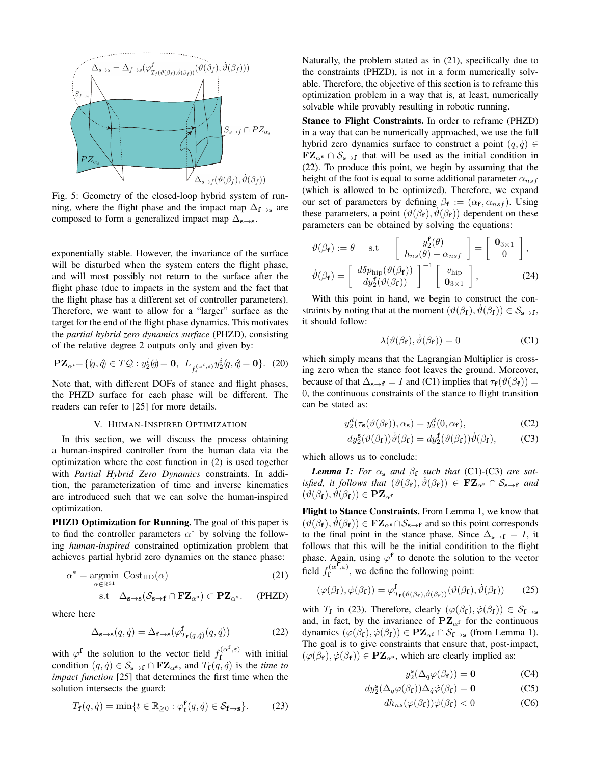Fig. 5: Geometry of the closed-loop hybrid system of running, where the flight phase and the impact map $\Delta_{\mathbf{f}\to\mathbf{s}}$ are composed to form a generalized impact map $\Delta_{\mathbf{s}\to\mathbf{s}}$.

exponentially stable. However, the invariance of the surface will be disturbed when the system enters the flight phase, and will most possibly not return to the surface after the flight phase (due to impacts in the system and the fact that the flight phase has a different set of controller parameters). Therefore, we want to allow for a "larger" surface as the target for the end of the flight phase dynamics. This motivates the *partial hybrid zero dynamics surface* (PHZD), consisting of the relative degree 2 outputs only and given by:

$$\mathbf{PZ}_{\alpha^i}=\{(q,\dot{q})\in T\mathcal{Q}: y_2^i(q)=\mathbf{0},\ L_{f_i^{(\alpha^i,\varepsilon)}}y_2^i(q,\dot{q})=\mathbf{0}\}. \quad (20)$$

Note that, with different DOFs of stance and flight phases, the PHZD surface for each phase will be different. The readers can refer to [25] for more details.

## V. Human-Inspired Optimization

In this section, we will discuss the process obtaining a human-inspired controller from the human data via the optimization where the cost function in (2) is used together with *Partial Hybrid Zero Dynamics* constraints. In addition, the parameterization of time and inverse kinematics are introduced such that we can solve the human-inspired optimization.

**PHZD Optimization for Running.** The goal of this paper is to find the controller parameters $\alpha^*$ by solving the following *human-inspired* constrained optimization problem that achieves partial hybrid zero dynamics on the stance phase:

$$\alpha^* = \underset{\alpha\in\mathbb{R}^{31}}{\operatorname{argmin}}\ \mathrm{Cost}_{\mathrm{HD}}(\alpha) \quad (21)$$

$$\text{s.t} \quad \Delta_{\mathbf{s}\to\mathbf{s}}(\mathcal{S}_{\mathbf{s}\to\mathbf{f}}\cap\mathbf{FZ}_{\alpha^{\mathbf{s}}})\subset\mathbf{PZ}_{\alpha^{\mathbf{s}}}. \quad \text{(PHZD)}$$

where here

$$\Delta_{\mathbf{s}\to\mathbf{s}}(q,\dot{q}) = \Delta_{\mathbf{f}\to\mathbf{s}}(\varphi^{\mathbf{f}}_{T_{\mathbf{f}}(q,\dot{q})}(q,\dot{q})) \quad (22)$$

with $\varphi^{\mathbf{f}}$ the solution to the vector field $f_{\mathbf{f}}^{(\alpha^{\mathbf{f}},\varepsilon)}$ with initial condition $(q,\dot{q})\in\mathcal{S}_{\mathbf{s}\to\mathbf{f}}\cap\mathbf{FZ}_{\alpha^{\mathbf{s}}}$, and $T_{\mathbf{f}}(q,\dot{q})$ is the *time to impact function* [25] that determines the first time when the solution intersects the guard:

$$T_{\mathbf{f}}(q,\dot{q}) = \min\{t\in\mathbb{R}_{\geq 0}: \varphi^{\mathbf{f}}_t(q,\dot{q})\in\mathcal{S}_{\mathbf{f}\to\mathbf{s}}\}. \quad (23)$$

Naturally, the problem stated as in (21), specifically due to the constraints (PHZD), is not in a form numerically solvable. Therefore, the objective of this section is to reframe this optimization problem in a way that is, at least, numerically solvable while provably resulting in robotic running.

**Stance to Flight Constraints.** In order to reframe (PHZD) in a way that can be numerically approached, we use the full hybrid zero dynamics surface to construct a point $(q,\dot{q})\in\mathbf{FZ}_{\alpha^{\mathbf{s}}}\cap\mathcal{S}_{\mathbf{s}\to\mathbf{f}}$ that will be used as the initial condition in (22). To produce this point, we begin by assuming that the height of the foot is equal to some additional parameter $\alpha_{nsf}$ (which is allowed to be optimized). Therefore, we expand our set of parameters by defining $\beta_{\mathbf{f}} := (\alpha_{\mathbf{f}},\alpha_{nsf})$. Using these parameters, a point $(\vartheta(\beta_{\mathbf{f}}),\dot{\vartheta}(\beta_{\mathbf{f}}))$ dependent on these parameters can be obtained by solving the equations:

$$\vartheta(\beta_{\mathbf{f}}) := \theta \quad \text{s.t} \quad \begin{bmatrix} y_2^{\mathbf{f}}(\theta) \\ h_{ns}(\theta)-\alpha_{nsf}\end{bmatrix} = \begin{bmatrix}\mathbf{0}_{3\times1}\\ 0\end{bmatrix},$$

$$\dot{\vartheta}(\beta_{\mathbf{f}}) = \begin{bmatrix} d\delta p_{\mathrm{hip}}(\vartheta(\beta_{\mathbf{f}})) \\ dy_2^{\mathbf{f}}(\vartheta(\beta_{\mathbf{f}}))\end{bmatrix}^{-1}\begin{bmatrix} v_{\mathrm{hip}} \\ \mathbf{0}_{3\times1}\end{bmatrix}, \quad (24)$$

With this point in hand, we begin to construct the constraints by noting that at the moment $(\vartheta(\beta_{\mathbf{f}}),\dot{\vartheta}(\beta_{\mathbf{f}}))\in\mathcal{S}_{\mathbf{s}\to\mathbf{f}}$, it should follow:

$$\lambda(\vartheta(\beta_{\mathbf{f}}),\dot{\vartheta}(\beta_{\mathbf{f}})) = 0 \quad \text{(C1)}$$

which simply means that the Lagrangian Multiplier is crossing zero when the stance foot leaves the ground. Moreover, because of that $\Delta_{\mathbf{s}\to\mathbf{f}} = I$ and (C1) implies that $\tau_{\mathbf{f}}(\vartheta(\beta_{\mathbf{f}})) = 0$, the continuous constraints of the stance to flight transition can be stated as:

$$y_2^d(\tau_{\mathbf{s}}(\vartheta(\beta_{\mathbf{f}})),\alpha_{\mathbf{s}}) = y_2^d(0,\alpha_{\mathbf{f}}), \quad \text{(C2)}$$

$$dy_2^{\mathbf{s}}(\vartheta(\beta_{\mathbf{f}}))\dot{\vartheta}(\beta_{\mathbf{f}}) = dy_2^{\mathbf{f}}(\vartheta(\beta_{\mathbf{f}}))\dot{\vartheta}(\beta_{\mathbf{f}}), \quad \text{(C3)}$$

which allows us to conclude:

***Lemma 1:*** *For $\alpha_{\mathbf{s}}$ and $\beta_{\mathbf{f}}$ such that* (C1)-(C3) *are satisfied, it follows that $(\vartheta(\beta_{\mathbf{f}}),\dot{\vartheta}(\beta_{\mathbf{f}}))\in\mathbf{FZ}_{\alpha^{\mathbf{s}}}\cap\mathcal{S}_{\mathbf{s}\to\mathbf{f}}$ and $(\vartheta(\beta_{\mathbf{f}}),\dot{\vartheta}(\beta_{\mathbf{f}}))\in\mathbf{PZ}_{\alpha^{\mathbf{f}}}$*

**Flight to Stance Constraints.** From Lemma 1, we know that $(\vartheta(\beta_{\mathbf{f}}),\dot{\vartheta}(\beta_{\mathbf{f}}))\in\mathbf{FZ}_{\alpha^{\mathbf{s}}}\cap\mathcal{S}_{\mathbf{s}\to\mathbf{f}}$ and so this point corresponds to the final point in the stance phase. Since $\Delta_{\mathbf{s}\to\mathbf{f}} = I$, it follows that this will be the initial conditition to the flight phase. Again, using $\varphi^{\mathbf{f}}$ to denote the solution to the vector field $f_{\mathbf{f}}^{(\alpha^{\mathbf{f}},\varepsilon)}$, we define the following point:

$$(\varphi(\beta_{\mathbf{f}}),\dot{\varphi}(\beta_{\mathbf{f}})) = \varphi^{\mathbf{f}}_{T_{\mathbf{f}}(\vartheta(\beta_{\mathbf{f}}),\dot{\vartheta}(\beta_{\mathbf{f}}))}(\vartheta(\beta_{\mathbf{f}}),\dot{\vartheta}(\beta_{\mathbf{f}})) \quad (25)$$

with $T_{\mathbf{f}}$ in (23). Therefore, clearly $(\varphi(\beta_{\mathbf{f}}),\dot{\varphi}(\beta_{\mathbf{f}}))\in\mathcal{S}_{\mathbf{f}\to\mathbf{s}}$ and, in fact, by the invariance of $\mathbf{PZ}_{\alpha^{\mathbf{f}}}$ for the continuous dynamics $(\varphi(\beta_{\mathbf{f}}),\dot{\varphi}(\beta_{\mathbf{f}}))\in\mathbf{PZ}_{\alpha^{\mathbf{f}}}\cap\mathcal{S}_{\mathbf{f}\to\mathbf{s}}$ (from Lemma 1). The goal is to give constraints that ensure that, post-impact, $(\varphi(\beta_{\mathbf{f}}),\dot{\varphi}(\beta_{\mathbf{f}}))\in\mathbf{PZ}_{\alpha^{\mathbf{s}}}$, which are clearly implied as:

$$y_2^{\mathbf{s}}(\Delta_q\varphi(\beta_{\mathbf{f}})) = \mathbf{0} \quad \text{(C4)}$$

$$dy_2^{\mathbf{s}}(\Delta_q\varphi(\beta_{\mathbf{f}}))\Delta_{\dot{q}}\dot{\varphi}(\beta_{\mathbf{f}}) = \mathbf{0} \quad \text{(C5)}$$

$$dh_{ns}(\varphi(\beta_{\mathbf{f}}))\dot{\varphi}(\beta_{\mathbf{f}}) < 0 \quad \text{(C6)}$$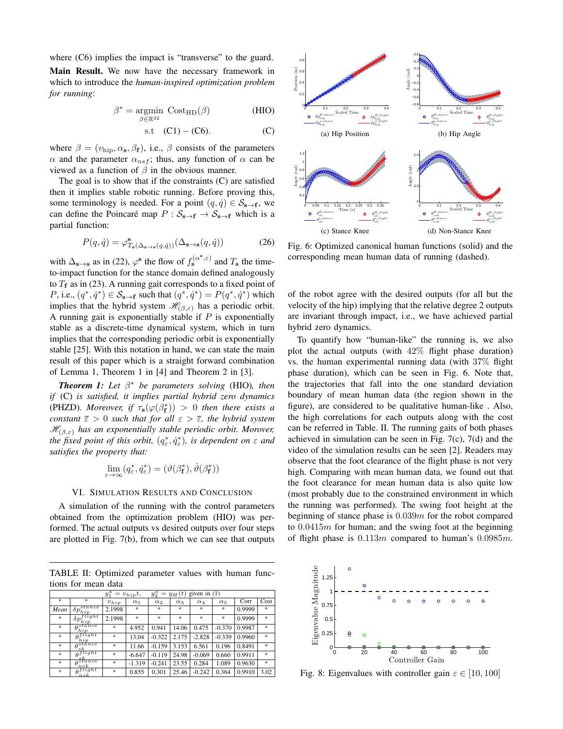where (C6) implies the impact is "transverse" to the guard.

**Main Result.** We now have the necessary framework in which to introduce the *human-inspired optimization problem for running*:

$$\beta^* = \underset{\beta \in \mathbb{R}^{32}}{\operatorname{argmin}} \ \mathrm{Cost_{HD}}(\beta) \qquad \text{(HIO)}$$

$$\text{s.t} \quad \text{(C1)} - \text{(C6)}. \qquad \text{(C)}$$

where $\beta = (v_{\mathrm{hip}}, \alpha_{\mathbf{s}}, \beta_{\mathbf{f}})$, i.e., $\beta$ consists of the parameters $\alpha$ and the parameter $\alpha_{nsf}$; thus, any function of $\alpha$ can be viewed as a function of $\beta$ in the obvious manner.

The goal is to show that if the constraints (C) are satisfied then it implies stable robotic running. Before proving this, some terminology is needed. For a point $(q, \dot{q}) \in \mathcal{S}_{\mathbf{s}\to\mathbf{f}}$, we can define the Poincaré map $P : \mathcal{S}_{\mathbf{s}\to\mathbf{f}} \to \mathcal{S}_{\mathbf{s}\to\mathbf{f}}$ which is a partial function:

$$P(q, \dot{q}) = \varphi^{\mathbf{s}}_{T_{\mathbf{s}}(\Delta_{\mathbf{s}\to\mathbf{s}}(q,\dot{q}))}(\Delta_{\mathbf{s}\to\mathbf{s}}(q, \dot{q})) \qquad (26)$$

with $\Delta_{\mathbf{s}\to\mathbf{s}}$ as in (22), $\varphi^{\mathbf{s}}$ the flow of $f_{\mathbf{s}}^{(\alpha^{\mathbf{s}},\varepsilon)}$ and $T_{\mathbf{s}}$ the time-to-impact function for the stance domain defined analogously to $T_{\mathbf{f}}$ as in (23). A running gait corresponds to a fixed point of $P$, i.e., $(q^*, \dot{q}^*) \in \mathcal{S}_{\mathbf{s}\to\mathbf{f}}$ such that $(q^*, \dot{q}^*) = P(q^*, \dot{q}^*)$ which implies that the hybrid system $\mathscr{H}_{(\beta,\varepsilon)}$ has a periodic orbit. A running gait is exponentially stable if $P$ is exponentially stable as a discrete-time dynamical system, which in turn implies that the corresponding periodic orbit is exponentially stable [25]. With this notation in hand, we can state the main result of this paper which is a straight forward combination of Lemma 1, Theorem 1 in [4] and Theorem 2 in [3].

***Theorem 1:*** *Let $\beta^*$ be parameters solving* (HIO)*, then if* (C) *is satisfied, it implies partial hybrid zero dynamics* (PHZD)*. Moreover, if $\tau_{\mathbf{s}}(\varphi(\beta^*_{\mathbf{f}})) > 0$ then there exists a constant $\overline{\varepsilon} > 0$ such that for all $\varepsilon > \overline{\varepsilon}$, the hybrid system $\mathscr{H}_{(\beta,\varepsilon)}$ has an exponentially stable periodic orbit. Morover, the fixed point of this orbit, $(q^*_\varepsilon, \dot{q}^*_\varepsilon)$, is dependent on $\varepsilon$ and satisfies the property that:*

$$\lim_{\varepsilon\to\infty} (q^*_\varepsilon, \dot{q}^*_\varepsilon) = (\vartheta(\beta^*_{\mathbf{f}}), \dot{\vartheta}(\beta^*_{\mathbf{f}}))$$

## VI. Simulation Results and Conclusion

A simulation of the running with the control parameters obtained from the optimization problem (HIO) was performed. The actual outputs vs desired outputs over four steps are plotted in Fig. 7(b), from which we can see that outputs of the robot agree with the desired outputs (for all but the velocity of the hip) implying that the relative degree 2 outputs are invariant through impact, i.e., we have achieved partial hybrid zero dynamics.

To quantify how "human-like" the running is, we also plot the actual outputs (with 42% flight phase duration) vs. the human experimental running data (with 37% flight phase duration), which can be seen in Fig. 6. Note that, the trajectories that fall into the one standard deviation boundary of mean human data (the region shown in the figure), are considered to be qualitative human-like . Also, the high correlations for each outputs along with the cost can be referred in Table. II. The running gaits of both phases achieved in simulation can be seen in Fig. 7(c), 7(d) and the video of the simulation results can be seen [2]. Readers may observe that the foot clearance of the flight phase is not very high. Comparing with mean human data, we found out that the foot clearance for mean human data is also quite low (most probably due to the constrained environment in which the running was performed). The swing foot height at the beginning of stance phase is $0.039m$ for the robot compared to $0.0415m$ for human; and the swing foot at the beginning of flight phase is $0.113m$ compared to human's $0.0985m$.

TABLE II: Optimized parameter values with human functions for mean data

| * | * | $y_1^a = v_{hip}t$, | $y_2^a = y_H(t)$ given in (1) | | | | | | |
|---|---|---|---|---|---|---|---|---|---|
| * | * | $v_{hip}$ | $\alpha_1$ | $\alpha_2$ | $\alpha_3$ | $\alpha_4$ | $\alpha_5$ | Corr | Cost |
| *Mean* | $\delta p_{hip}^{stance}$ | 2.1998 | * | * | * | * | * | 0.9999 | * |
| * | $\delta p_{hip}^{flight}$ | 2.1998 | * | * | * | * | * | 0.9999 | * |
| * | $\theta_{hip}^{stance}$ | * | 4.952 | 0.941 | 14.06 | 0.475 | -0.370 | 0.9987 | * |
| * | $\theta_{hip}^{flight}$ | * | 13.04 | -0.322 | 2.175 | -2.828 | -0.339 | 0.9960 | * |
| * | $\theta_{sk}^{stance}$ | * | 11.66 | -0.159 | 3.153 | 6.561 | 0.196 | 0.8491 | * |
| * | $\theta_{sk}^{flight}$ | * | -6.647 | -0.119 | 24.98 | -0.069 | 0.660 | 0.9911 | * |
| * | $\theta_{nsk}^{stance}$ | * | -1.319 | -0.241 | 23.55 | 0.284 | 1.089 | 0.9630 | * |
| * | $\theta_{nsk}^{flight}$ | * | 0.855 | 0.301 | 25.46 | -0.242 | 0.364 | 0.9910 | 3.02 |

(a) Hip Position (b) Hip Angle (c) Stance Knee (d) Non-Stance Knee

Fig. 6: Optimized canonical human functions (solid) and the corresponding mean human data of running (dashed).

Fig. 8: Eigenvalues with controller gain $\varepsilon \in [10, 100]$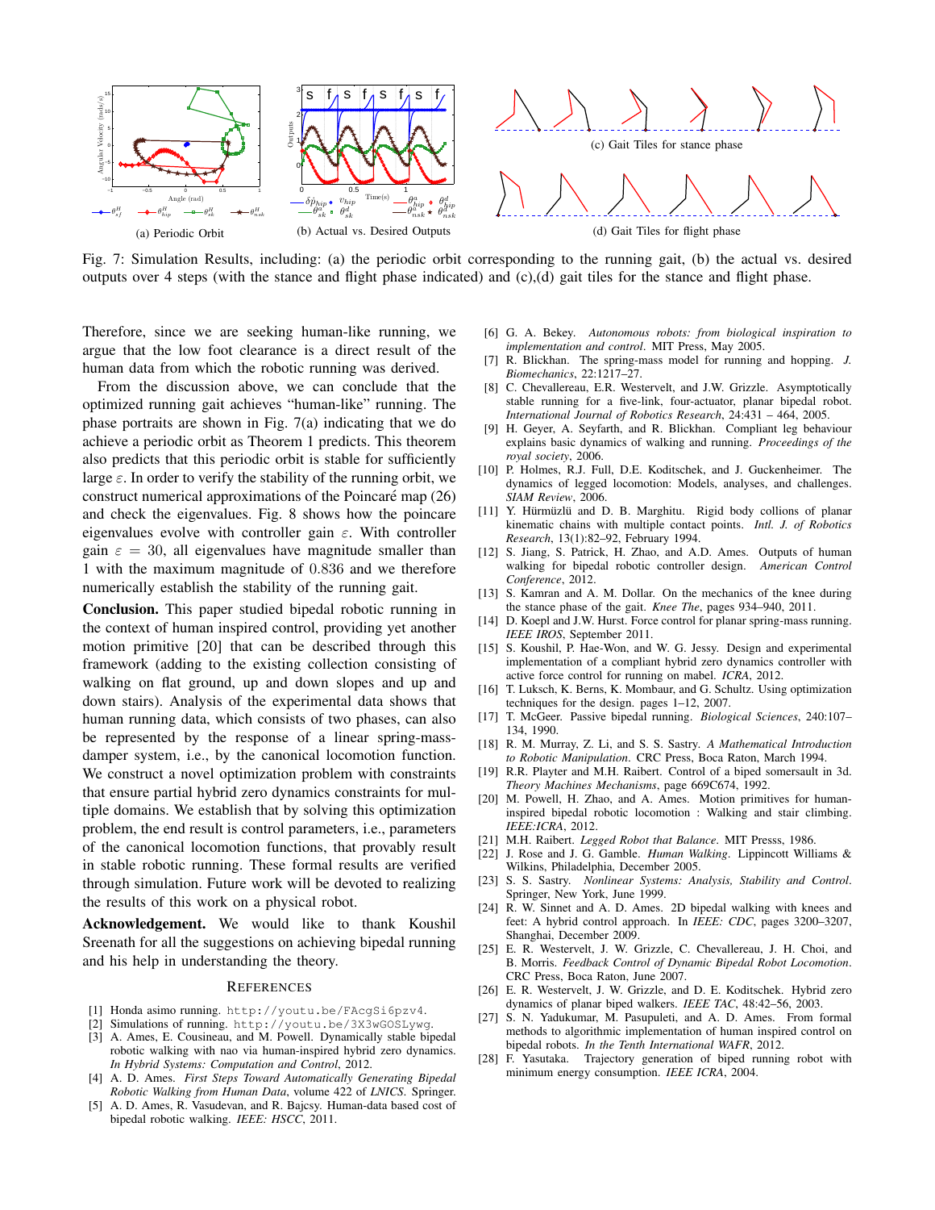Fig. 7: Simulation Results, including: (a) the periodic orbit corresponding to the running gait, (b) the actual vs. desired outputs over 4 steps (with the stance and flight phase indicated) and (c),(d) gait tiles for the stance and flight phase.

(a) Periodic Orbit

(b) Actual vs. Desired Outputs

(c) Gait Tiles for stance phase

(d) Gait Tiles for flight phase

Therefore, since we are seeking human-like running, we argue that the low foot clearance is a direct result of the human data from which the robotic running was derived.

From the discussion above, we can conclude that the optimized running gait achieves "human-like" running. The phase portraits are shown in Fig. 7(a) indicating that we do achieve a periodic orbit as Theorem 1 predicts. This theorem also predicts that this periodic orbit is stable for sufficiently large $\varepsilon$. In order to verify the stability of the running orbit, we construct numerical approximations of the Poincaré map (26) and check the eigenvalues. Fig. 8 shows how the poincare eigenvalues evolve with controller gain $\varepsilon$. With controller gain $\varepsilon = 30$, all eigenvalues have magnitude smaller than 1 with the maximum magnitude of 0.836 and we therefore numerically establish the stability of the running gait.

**Conclusion.** This paper studied bipedal robotic running in the context of human inspired control, providing yet another motion primitive [20] that can be described through this framework (adding to the existing collection consisting of walking on flat ground, up and down slopes and up and down stairs). Analysis of the experimental data shows that human running data, which consists of two phases, can also be represented by the response of a linear spring-mass-damper system, i.e., by the canonical locomotion function. We construct a novel optimization problem with constraints that ensure partial hybrid zero dynamics constraints for multiple domains. We establish that by solving this optimization problem, the end result is control parameters, i.e., parameters of the canonical locomotion functions, that provably result in stable robotic running. These formal results are verified through simulation. Future work will be devoted to realizing the results of this work on a physical robot.

**Acknowledgement.** We would like to thank Koushil Sreenath for all the suggestions on achieving bipedal running and his help in understanding the theory.

## References

[1] Honda asimo running. http://youtu.be/FAcgSi6pzv4.

[2] Simulations of running. http://youtu.be/3X3wGOSLywg.

[3] A. Ames, E. Cousineau, and M. Powell. Dynamically stable bipedal robotic walking with nao via human-inspired hybrid zero dynamics. *In Hybrid Systems: Computation and Control*, 2012.

[4] A. D. Ames. *First Steps Toward Automatically Generating Bipedal Robotic Walking from Human Data*, volume 422 of *LNICS*. Springer.

[5] A. D. Ames, R. Vasudevan, and R. Bajcsy. Human-data based cost of bipedal robotic walking. *IEEE: HSCC*, 2011.

[6] G. A. Bekey. *Autonomous robots: from biological inspiration to implementation and control*. MIT Press, May 2005.

[7] R. Blickhan. The spring-mass model for running and hopping. *J. Biomechanics*, 22:1217–27.

[8] C. Chevallereau, E.R. Westervelt, and J.W. Grizzle. Asymptotically stable running for a five-link, four-actuator, planar bipedal robot. *International Journal of Robotics Research*, 24:431 – 464, 2005.

[9] H. Geyer, A. Seyfarth, and R. Blickhan. Compliant leg behaviour explains basic dynamics of walking and running. *Proceedings of the royal society*, 2006.

[10] P. Holmes, R.J. Full, D.E. Koditschek, and J. Guckenheimer. The dynamics of legged locomotion: Models, analyses, and challenges. *SIAM Review*, 2006.

[11] Y. Hürmüzlü and D. B. Marghitu. Rigid body collions of planar kinematic chains with multiple contact points. *Intl. J. of Robotics Research*, 13(1):82–92, February 1994.

[12] S. Jiang, S. Patrick, H. Zhao, and A.D. Ames. Outputs of human walking for bipedal robotic controller design. *American Control Conference*, 2012.

[13] S. Kamran and A. M. Dollar. On the mechanics of the knee during the stance phase of the gait. *Knee The*, pages 934–940, 2011.

[14] D. Koepl and J.W. Hurst. Force control for planar spring-mass running. *IEEE IROS*, September 2011.

[15] S. Koushil, P. Hae-Won, and W. G. Jessy. Design and experimental implementation of a compliant hybrid zero dynamics controller with active force control for running on mabel. *ICRA*, 2012.

[16] T. Luksch, K. Berns, K. Mombaur, and G. Schultz. Using optimization techniques for the design. pages 1–12, 2007.

[17] T. McGeer. Passive bipedal running. *Biological Sciences*, 240:107–134, 1990.

[18] R. M. Murray, Z. Li, and S. S. Sastry. *A Mathematical Introduction to Robotic Manipulation*. CRC Press, Boca Raton, March 1994.

[19] R.R. Playter and M.H. Raibert. Control of a biped somersault in 3d. *Theory Machines Mechanisms*, page 669C674, 1992.

[20] M. Powell, H. Zhao, and A. Ames. Motion primitives for human-inspired bipedal robotic locomotion : Walking and stair climbing. *IEEE:ICRA*, 2012.

[21] M.H. Raibert. *Legged Robot that Balance*. MIT Presss, 1986.

[22] J. Rose and J. G. Gamble. *Human Walking*. Lippincott Williams & Wilkins, Philadelphia, December 2005.

[23] S. S. Sastry. *Nonlinear Systems: Analysis, Stability and Control*. Springer, New York, June 1999.

[24] R. W. Sinnet and A. D. Ames. 2D bipedal walking with knees and feet: A hybrid control approach. In *IEEE: CDC*, pages 3200–3207, Shanghai, December 2009.

[25] E. R. Westervelt, J. W. Grizzle, C. Chevallereau, J. H. Choi, and B. Morris. *Feedback Control of Dynamic Bipedal Robot Locomotion*. CRC Press, Boca Raton, June 2007.

[26] E. R. Westervelt, J. W. Grizzle, and D. E. Koditschek. Hybrid zero dynamics of planar biped walkers. *IEEE TAC*, 48:42–56, 2003.

[27] S. N. Yadukumar, M. Pasupuleti, and A. D. Ames. From formal methods to algorithmic implementation of human inspired control on bipedal robots. *In the Tenth International WAFR*, 2012.

[28] F. Yasutaka. Trajectory generation of biped running robot with minimum energy consumption. *IEEE ICRA*, 2004.